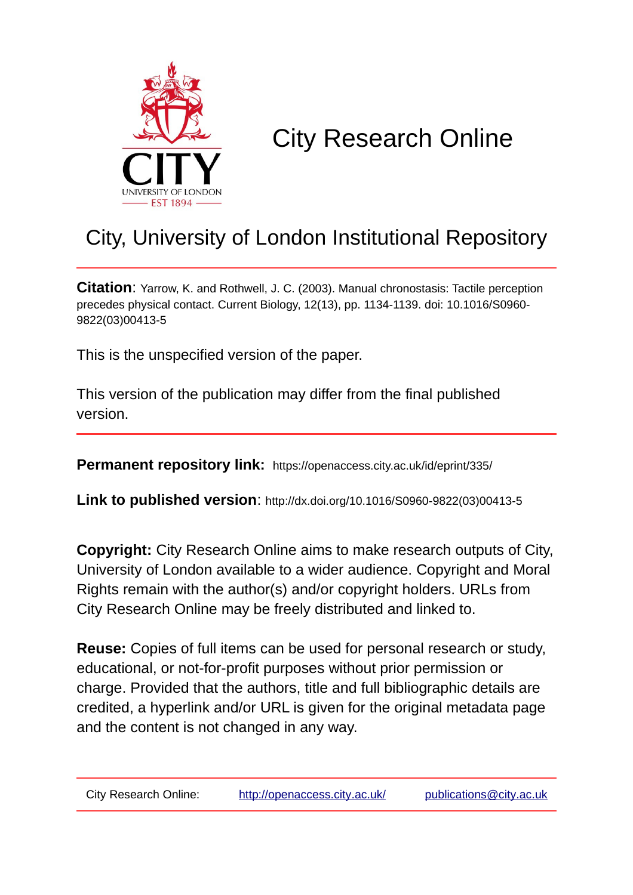# City Research Online

## City, University of London Institutional Repository

**Citation**: Yarrow, K. and Rothwell, J. C. (2003). Manual chronostasis: Tactile perception precedes physical contact. Current Biology, 12(13), pp. 1134-1139. doi: 10.1016/S0960-9822(03)00413-5

This is the unspecified version of the paper.

This version of the publication may differ from the final published version.

**Permanent repository link:** https://openaccess.city.ac.uk/id/eprint/335/

**Link to published version**: http://dx.doi.org/10.1016/S0960-9822(03)00413-5

**Copyright:** City Research Online aims to make research outputs of City, University of London available to a wider audience. Copyright and Moral Rights remain with the author(s) and/or copyright holders. URLs from City Research Online may be freely distributed and linked to.

**Reuse:** Copies of full items can be used for personal research or study, educational, or not-for-profit purposes without prior permission or charge. Provided that the authors, title and full bibliographic details are credited, a hyperlink and/or URL is given for the original metadata page and the content is not changed in any way.

City Research Online: http://openaccess.city.ac.uk/ publications@city.ac.uk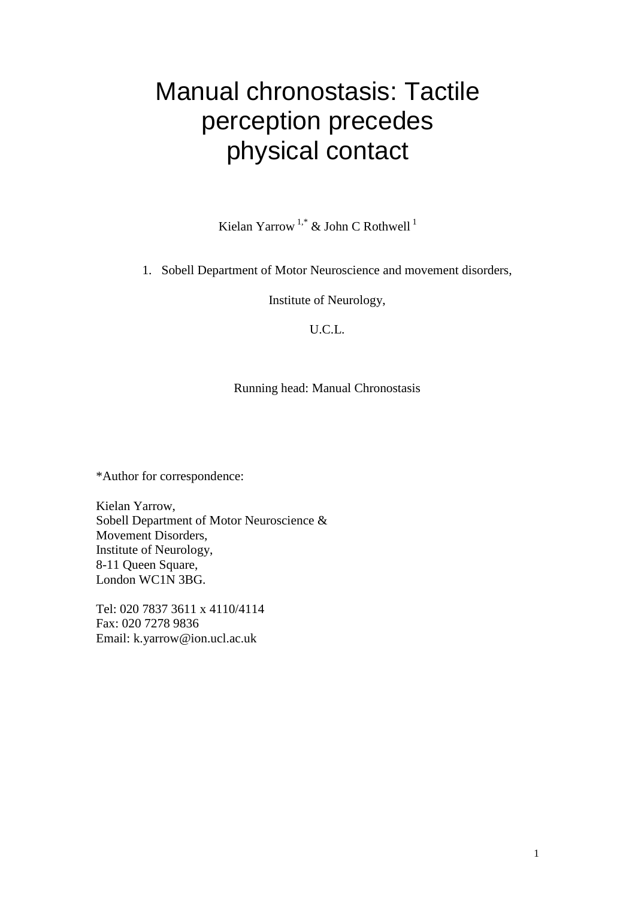# Manual chronostasis: Tactile perception precedes physical contact

Kielan Yarrow [1,*] & John C Rothwell [1]

1. Sobell Department of Motor Neuroscience and movement disorders,

Institute of Neurology,

U.C.L.

Running head: Manual Chronostasis

*Author for correspondence:

Kielan Yarrow,
Sobell Department of Motor Neuroscience &
Movement Disorders,
Institute of Neurology,
8-11 Queen Square,
London WC1N 3BG.

Tel: 020 7837 3611 x 4110/4114
Fax: 020 7278 9836
Email: k.yarrow@ion.ucl.ac.uk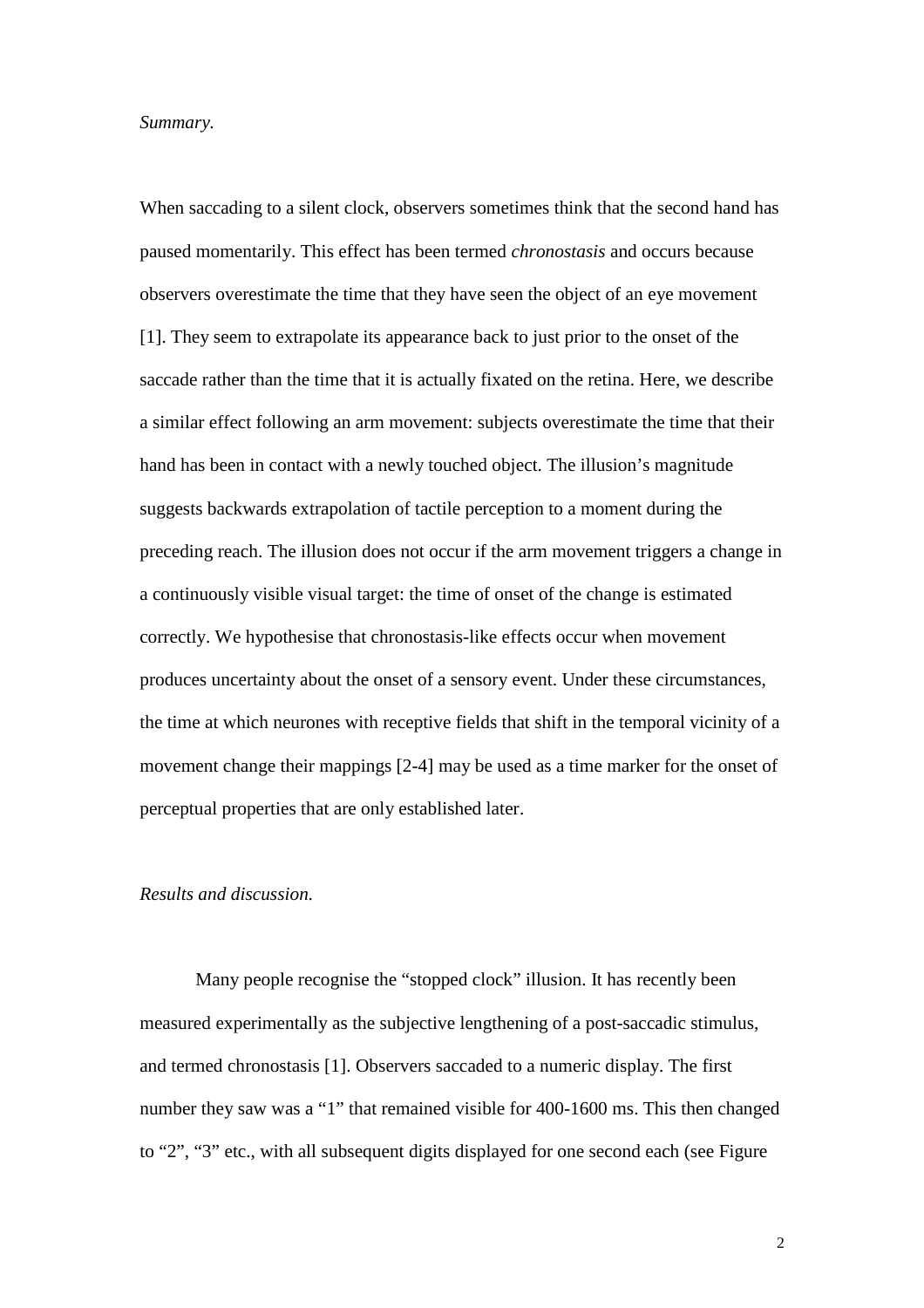*Summary.*

When saccading to a silent clock, observers sometimes think that the second hand has paused momentarily. This effect has been termed *chronostasis* and occurs because observers overestimate the time that they have seen the object of an eye movement [1]. They seem to extrapolate its appearance back to just prior to the onset of the saccade rather than the time that it is actually fixated on the retina. Here, we describe a similar effect following an arm movement: subjects overestimate the time that their hand has been in contact with a newly touched object. The illusion's magnitude suggests backwards extrapolation of tactile perception to a moment during the preceding reach. The illusion does not occur if the arm movement triggers a change in a continuously visible visual target: the time of onset of the change is estimated correctly. We hypothesise that chronostasis-like effects occur when movement produces uncertainty about the onset of a sensory event. Under these circumstances, the time at which neurones with receptive fields that shift in the temporal vicinity of a movement change their mappings [2-4] may be used as a time marker for the onset of perceptual properties that are only established later.

*Results and discussion.*

Many people recognise the "stopped clock" illusion. It has recently been measured experimentally as the subjective lengthening of a post-saccadic stimulus, and termed chronostasis [1]. Observers saccaded to a numeric display. The first number they saw was a "1" that remained visible for 400-1600 ms. This then changed to "2", "3" etc., with all subsequent digits displayed for one second each (see Figure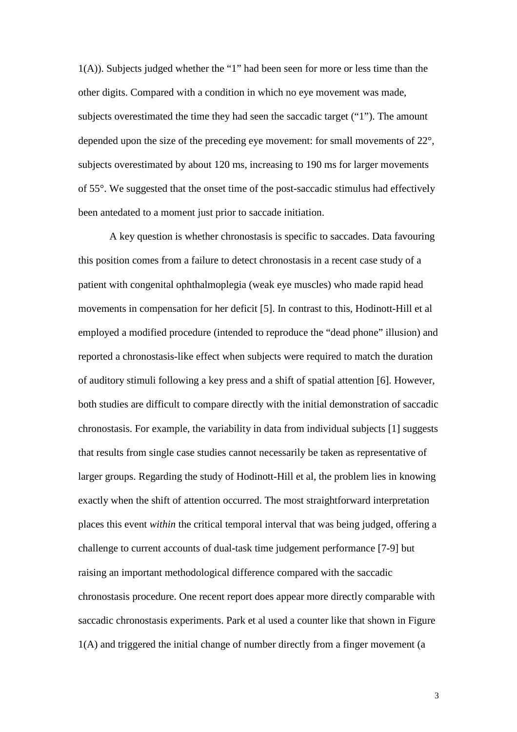1(A)). Subjects judged whether the "1" had been seen for more or less time than the other digits. Compared with a condition in which no eye movement was made, subjects overestimated the time they had seen the saccadic target ("1"). The amount depended upon the size of the preceding eye movement: for small movements of 22°, subjects overestimated by about 120 ms, increasing to 190 ms for larger movements of 55°. We suggested that the onset time of the post-saccadic stimulus had effectively been antedated to a moment just prior to saccade initiation.

A key question is whether chronostasis is specific to saccades. Data favouring this position comes from a failure to detect chronostasis in a recent case study of a patient with congenital ophthalmoplegia (weak eye muscles) who made rapid head movements in compensation for her deficit [5]. In contrast to this, Hodinott-Hill et al employed a modified procedure (intended to reproduce the "dead phone" illusion) and reported a chronostasis-like effect when subjects were required to match the duration of auditory stimuli following a key press and a shift of spatial attention [6]. However, both studies are difficult to compare directly with the initial demonstration of saccadic chronostasis. For example, the variability in data from individual subjects [1] suggests that results from single case studies cannot necessarily be taken as representative of larger groups. Regarding the study of Hodinott-Hill et al, the problem lies in knowing exactly when the shift of attention occurred. The most straightforward interpretation places this event *within* the critical temporal interval that was being judged, offering a challenge to current accounts of dual-task time judgement performance [7-9] but raising an important methodological difference compared with the saccadic chronostasis procedure. One recent report does appear more directly comparable with saccadic chronostasis experiments. Park et al used a counter like that shown in Figure 1(A) and triggered the initial change of number directly from a finger movement (a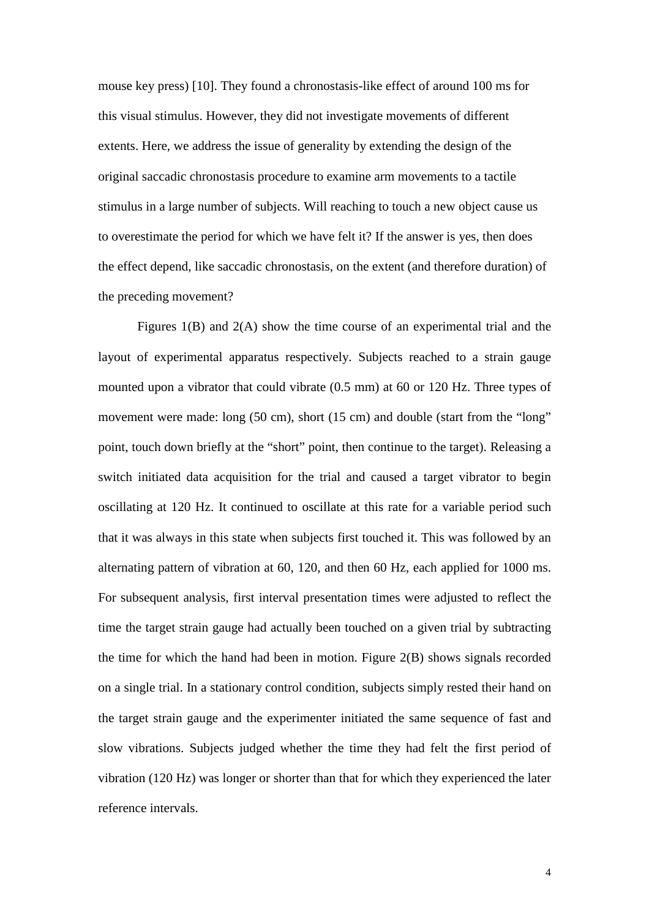mouse key press) [10]. They found a chronostasis-like effect of around 100 ms for this visual stimulus. However, they did not investigate movements of different extents. Here, we address the issue of generality by extending the design of the original saccadic chronostasis procedure to examine arm movements to a tactile stimulus in a large number of subjects. Will reaching to touch a new object cause us to overestimate the period for which we have felt it? If the answer is yes, then does the effect depend, like saccadic chronostasis, on the extent (and therefore duration) of the preceding movement?

Figures 1(B) and 2(A) show the time course of an experimental trial and the layout of experimental apparatus respectively. Subjects reached to a strain gauge mounted upon a vibrator that could vibrate (0.5 mm) at 60 or 120 Hz. Three types of movement were made: long (50 cm), short (15 cm) and double (start from the "long" point, touch down briefly at the "short" point, then continue to the target). Releasing a switch initiated data acquisition for the trial and caused a target vibrator to begin oscillating at 120 Hz. It continued to oscillate at this rate for a variable period such that it was always in this state when subjects first touched it. This was followed by an alternating pattern of vibration at 60, 120, and then 60 Hz, each applied for 1000 ms. For subsequent analysis, first interval presentation times were adjusted to reflect the time the target strain gauge had actually been touched on a given trial by subtracting the time for which the hand had been in motion. Figure 2(B) shows signals recorded on a single trial. In a stationary control condition, subjects simply rested their hand on the target strain gauge and the experimenter initiated the same sequence of fast and slow vibrations. Subjects judged whether the time they had felt the first period of vibration (120 Hz) was longer or shorter than that for which they experienced the later reference intervals.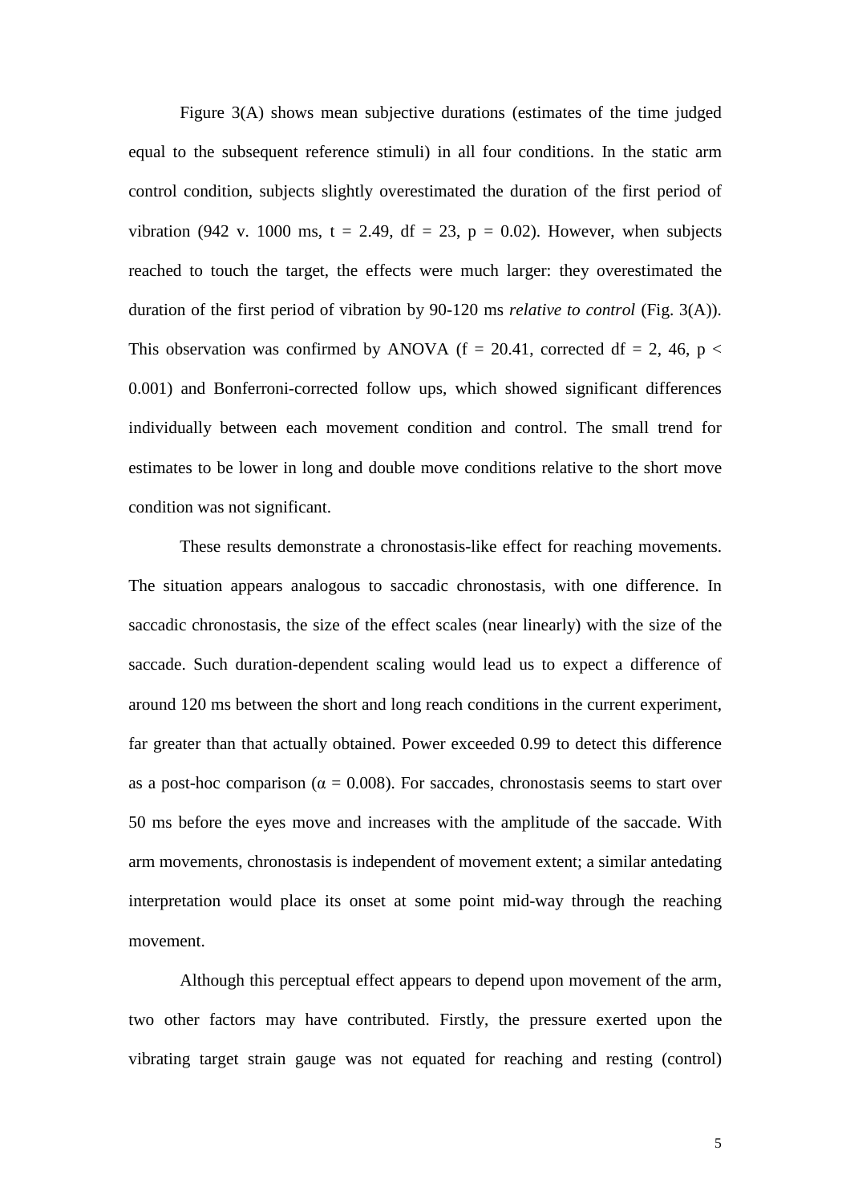Figure 3(A) shows mean subjective durations (estimates of the time judged equal to the subsequent reference stimuli) in all four conditions. In the static arm control condition, subjects slightly overestimated the duration of the first period of vibration (942 v. 1000 ms, $t = 2.49$, $df = 23$, $p = 0.02$). However, when subjects reached to touch the target, the effects were much larger: they overestimated the duration of the first period of vibration by 90-120 ms *relative to control* (Fig. 3(A)). This observation was confirmed by ANOVA ($f = 20.41$, corrected $df = 2, 46$, $p < 0.001$) and Bonferroni-corrected follow ups, which showed significant differences individually between each movement condition and control. The small trend for estimates to be lower in long and double move conditions relative to the short move condition was not significant.

These results demonstrate a chronostasis-like effect for reaching movements. The situation appears analogous to saccadic chronostasis, with one difference. In saccadic chronostasis, the size of the effect scales (near linearly) with the size of the saccade. Such duration-dependent scaling would lead us to expect a difference of around 120 ms between the short and long reach conditions in the current experiment, far greater than that actually obtained. Power exceeded 0.99 to detect this difference as a post-hoc comparison ($\alpha = 0.008$). For saccades, chronostasis seems to start over 50 ms before the eyes move and increases with the amplitude of the saccade. With arm movements, chronostasis is independent of movement extent; a similar antedating interpretation would place its onset at some point mid-way through the reaching movement.

Although this perceptual effect appears to depend upon movement of the arm, two other factors may have contributed. Firstly, the pressure exerted upon the vibrating target strain gauge was not equated for reaching and resting (control)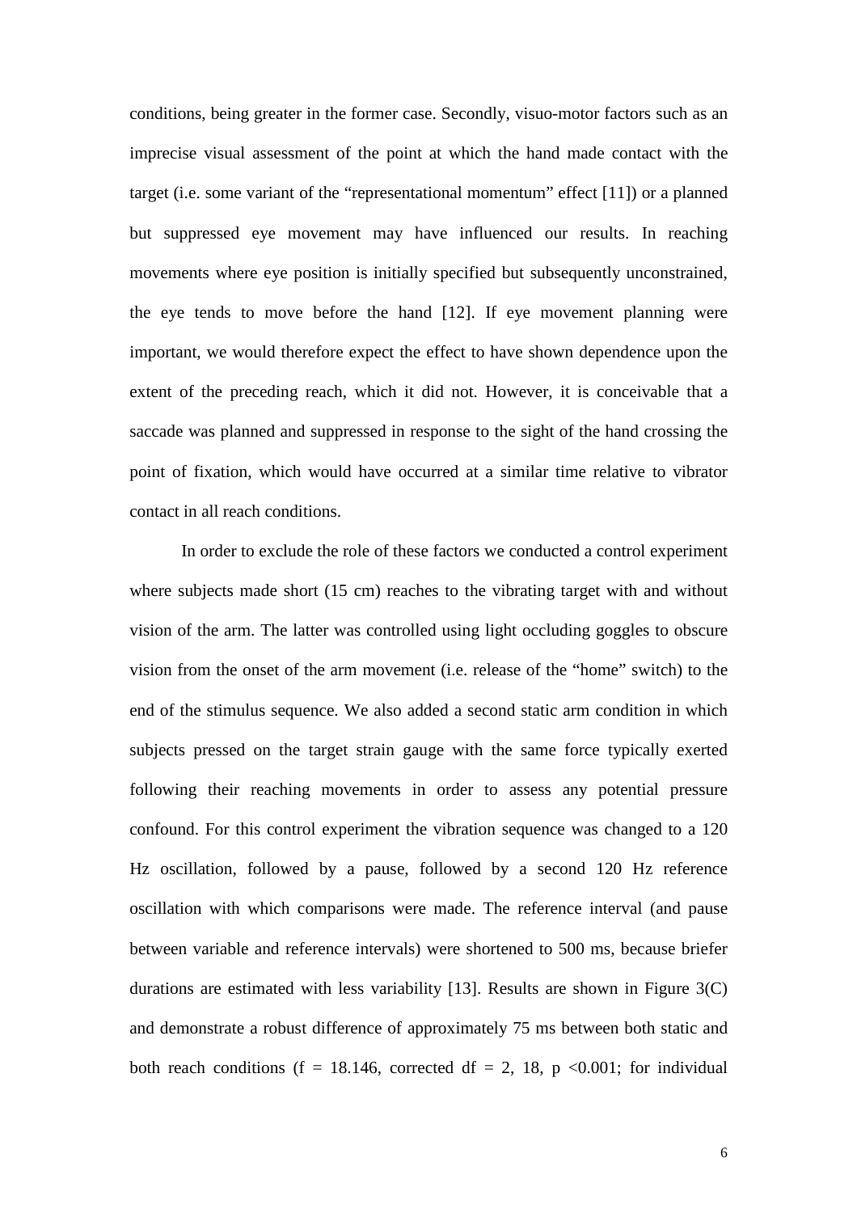conditions, being greater in the former case. Secondly, visuo-motor factors such as an imprecise visual assessment of the point at which the hand made contact with the target (i.e. some variant of the "representational momentum" effect [11]) or a planned but suppressed eye movement may have influenced our results. In reaching movements where eye position is initially specified but subsequently unconstrained, the eye tends to move before the hand [12]. If eye movement planning were important, we would therefore expect the effect to have shown dependence upon the extent of the preceding reach, which it did not. However, it is conceivable that a saccade was planned and suppressed in response to the sight of the hand crossing the point of fixation, which would have occurred at a similar time relative to vibrator contact in all reach conditions.

In order to exclude the role of these factors we conducted a control experiment where subjects made short (15 cm) reaches to the vibrating target with and without vision of the arm. The latter was controlled using light occluding goggles to obscure vision from the onset of the arm movement (i.e. release of the "home" switch) to the end of the stimulus sequence. We also added a second static arm condition in which subjects pressed on the target strain gauge with the same force typically exerted following their reaching movements in order to assess any potential pressure confound. For this control experiment the vibration sequence was changed to a 120 Hz oscillation, followed by a pause, followed by a second 120 Hz reference oscillation with which comparisons were made. The reference interval (and pause between variable and reference intervals) were shortened to 500 ms, because briefer durations are estimated with less variability [13]. Results are shown in Figure 3(C) and demonstrate a robust difference of approximately 75 ms between both static and both reach conditions ($f = 18.146$, corrected $df = 2, 18$, $p < 0.001$; for individual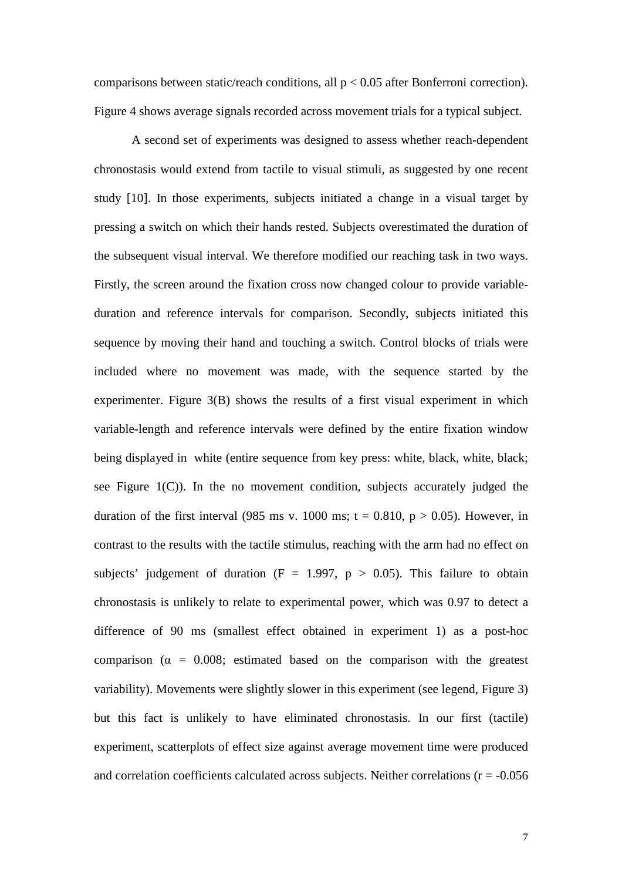comparisons between static/reach conditions, all $p < 0.05$ after Bonferroni correction). Figure 4 shows average signals recorded across movement trials for a typical subject.

A second set of experiments was designed to assess whether reach-dependent chronostasis would extend from tactile to visual stimuli, as suggested by one recent study [10]. In those experiments, subjects initiated a change in a visual target by pressing a switch on which their hands rested. Subjects overestimated the duration of the subsequent visual interval. We therefore modified our reaching task in two ways. Firstly, the screen around the fixation cross now changed colour to provide variable-duration and reference intervals for comparison. Secondly, subjects initiated this sequence by moving their hand and touching a switch. Control blocks of trials were included where no movement was made, with the sequence started by the experimenter. Figure 3(B) shows the results of a first visual experiment in which variable-length and reference intervals were defined by the entire fixation window being displayed in white (entire sequence from key press: white, black, white, black; see Figure 1(C)). In the no movement condition, subjects accurately judged the duration of the first interval (985 ms v. 1000 ms; $t = 0.810$, $p > 0.05$). However, in contrast to the results with the tactile stimulus, reaching with the arm had no effect on subjects' judgement of duration ($F = 1.997$, $p > 0.05$). This failure to obtain chronostasis is unlikely to relate to experimental power, which was 0.97 to detect a difference of 90 ms (smallest effect obtained in experiment 1) as a post-hoc comparison ($\alpha = 0.008$; estimated based on the comparison with the greatest variability). Movements were slightly slower in this experiment (see legend, Figure 3) but this fact is unlikely to have eliminated chronostasis. In our first (tactile) experiment, scatterplots of effect size against average movement time were produced and correlation coefficients calculated across subjects. Neither correlations ($r = -0.056$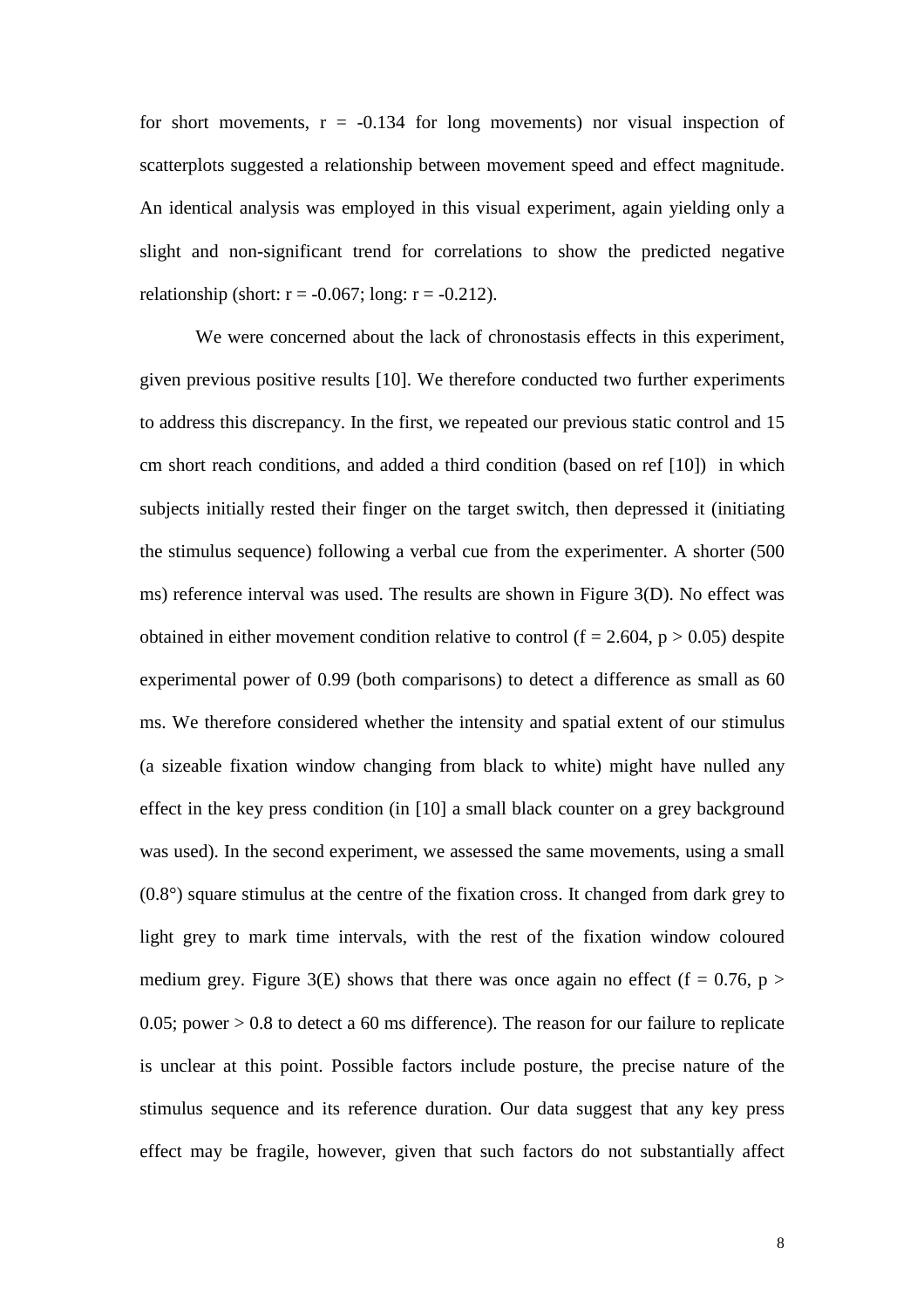for short movements, $r = -0.134$ for long movements) nor visual inspection of scatterplots suggested a relationship between movement speed and effect magnitude. An identical analysis was employed in this visual experiment, again yielding only a slight and non-significant trend for correlations to show the predicted negative relationship (short: $r = -0.067$; long: $r = -0.212$).

We were concerned about the lack of chronostasis effects in this experiment, given previous positive results [10]. We therefore conducted two further experiments to address this discrepancy. In the first, we repeated our previous static control and 15 cm short reach conditions, and added a third condition (based on ref [10]) in which subjects initially rested their finger on the target switch, then depressed it (initiating the stimulus sequence) following a verbal cue from the experimenter. A shorter (500 ms) reference interval was used. The results are shown in Figure 3(D). No effect was obtained in either movement condition relative to control ($f = 2.604$, $p > 0.05$) despite experimental power of 0.99 (both comparisons) to detect a difference as small as 60 ms. We therefore considered whether the intensity and spatial extent of our stimulus (a sizeable fixation window changing from black to white) might have nulled any effect in the key press condition (in [10] a small black counter on a grey background was used). In the second experiment, we assessed the same movements, using a small (0.8°) square stimulus at the centre of the fixation cross. It changed from dark grey to light grey to mark time intervals, with the rest of the fixation window coloured medium grey. Figure 3(E) shows that there was once again no effect ($f = 0.76$, $p > 0.05$; power $> 0.8$ to detect a 60 ms difference). The reason for our failure to replicate is unclear at this point. Possible factors include posture, the precise nature of the stimulus sequence and its reference duration. Our data suggest that any key press effect may be fragile, however, given that such factors do not substantially affect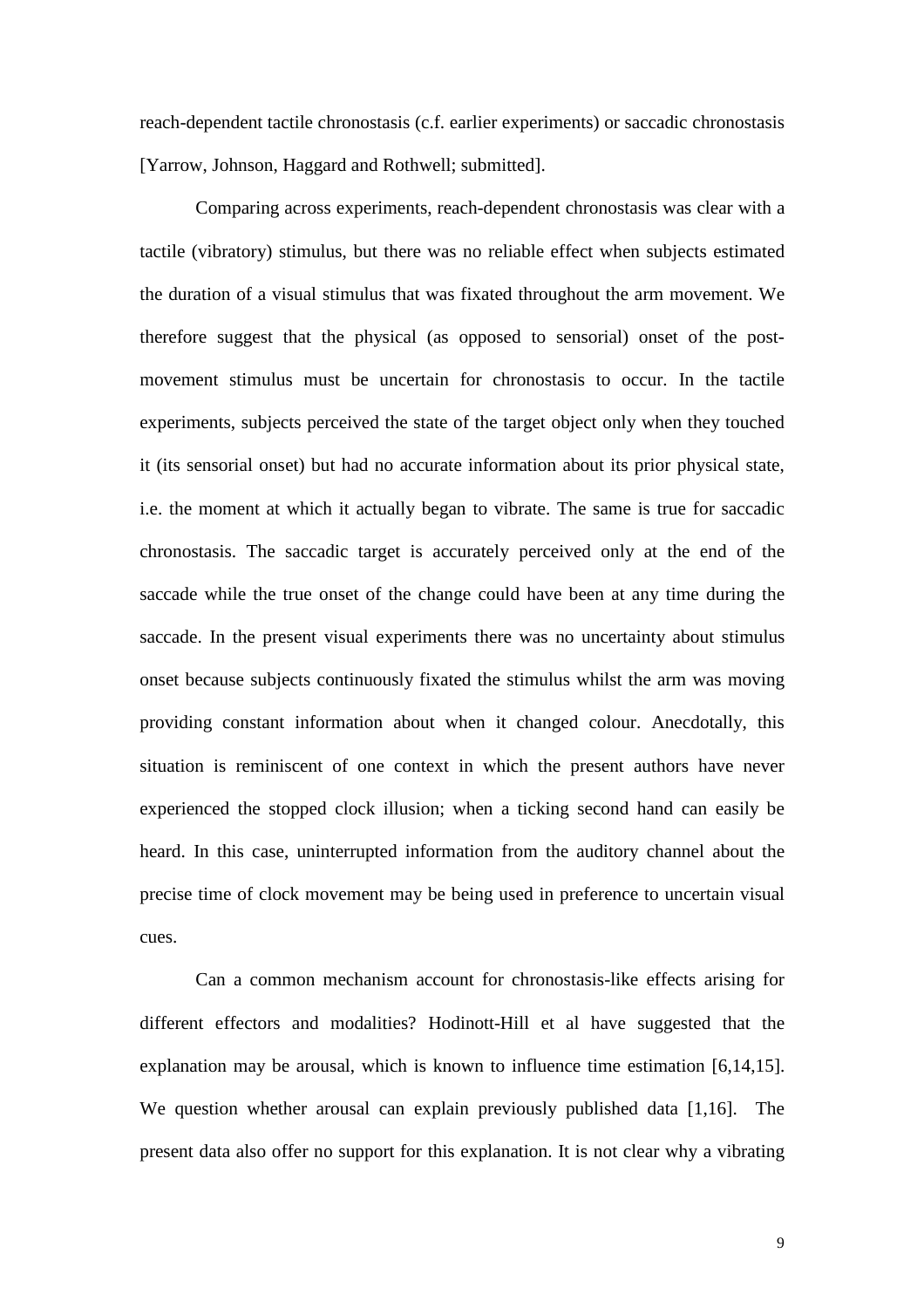reach-dependent tactile chronostasis (c.f. earlier experiments) or saccadic chronostasis [Yarrow, Johnson, Haggard and Rothwell; submitted].

Comparing across experiments, reach-dependent chronostasis was clear with a tactile (vibratory) stimulus, but there was no reliable effect when subjects estimated the duration of a visual stimulus that was fixated throughout the arm movement. We therefore suggest that the physical (as opposed to sensorial) onset of the post-movement stimulus must be uncertain for chronostasis to occur. In the tactile experiments, subjects perceived the state of the target object only when they touched it (its sensorial onset) but had no accurate information about its prior physical state, i.e. the moment at which it actually began to vibrate. The same is true for saccadic chronostasis. The saccadic target is accurately perceived only at the end of the saccade while the true onset of the change could have been at any time during the saccade. In the present visual experiments there was no uncertainty about stimulus onset because subjects continuously fixated the stimulus whilst the arm was moving providing constant information about when it changed colour. Anecdotally, this situation is reminiscent of one context in which the present authors have never experienced the stopped clock illusion; when a ticking second hand can easily be heard. In this case, uninterrupted information from the auditory channel about the precise time of clock movement may be being used in preference to uncertain visual cues.

Can a common mechanism account for chronostasis-like effects arising for different effectors and modalities? Hodinott-Hill et al have suggested that the explanation may be arousal, which is known to influence time estimation [6,14,15]. We question whether arousal can explain previously published data [1,16]. The present data also offer no support for this explanation. It is not clear why a vibrating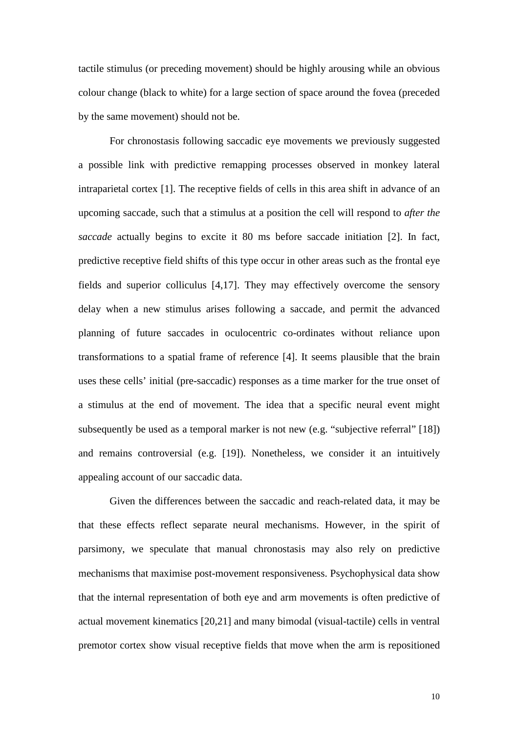tactile stimulus (or preceding movement) should be highly arousing while an obvious colour change (black to white) for a large section of space around the fovea (preceded by the same movement) should not be.

For chronostasis following saccadic eye movements we previously suggested a possible link with predictive remapping processes observed in monkey lateral intraparietal cortex [1]. The receptive fields of cells in this area shift in advance of an upcoming saccade, such that a stimulus at a position the cell will respond to *after the saccade* actually begins to excite it 80 ms before saccade initiation [2]. In fact, predictive receptive field shifts of this type occur in other areas such as the frontal eye fields and superior colliculus [4,17]. They may effectively overcome the sensory delay when a new stimulus arises following a saccade, and permit the advanced planning of future saccades in oculocentric co-ordinates without reliance upon transformations to a spatial frame of reference [4]. It seems plausible that the brain uses these cells' initial (pre-saccadic) responses as a time marker for the true onset of a stimulus at the end of movement. The idea that a specific neural event might subsequently be used as a temporal marker is not new (e.g. "subjective referral" [18]) and remains controversial (e.g. [19]). Nonetheless, we consider it an intuitively appealing account of our saccadic data.

Given the differences between the saccadic and reach-related data, it may be that these effects reflect separate neural mechanisms. However, in the spirit of parsimony, we speculate that manual chronostasis may also rely on predictive mechanisms that maximise post-movement responsiveness. Psychophysical data show that the internal representation of both eye and arm movements is often predictive of actual movement kinematics [20,21] and many bimodal (visual-tactile) cells in ventral premotor cortex show visual receptive fields that move when the arm is repositioned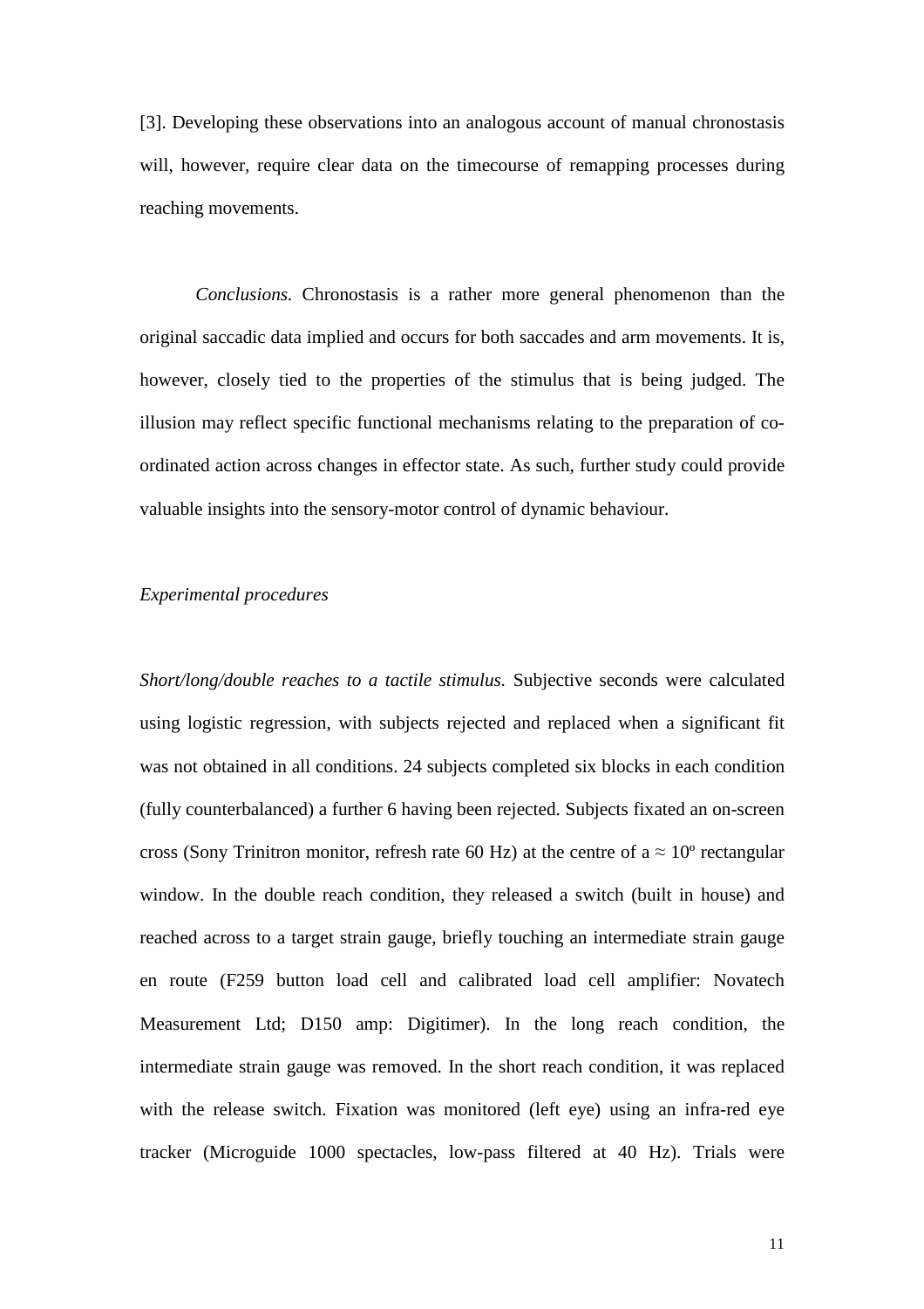[3]. Developing these observations into an analogous account of manual chronostasis will, however, require clear data on the timecourse of remapping processes during reaching movements.

*Conclusions.* Chronostasis is a rather more general phenomenon than the original saccadic data implied and occurs for both saccades and arm movements. It is, however, closely tied to the properties of the stimulus that is being judged. The illusion may reflect specific functional mechanisms relating to the preparation of co-ordinated action across changes in effector state. As such, further study could provide valuable insights into the sensory-motor control of dynamic behaviour.

*Experimental procedures*

*Short/long/double reaches to a tactile stimulus.* Subjective seconds were calculated using logistic regression, with subjects rejected and replaced when a significant fit was not obtained in all conditions. 24 subjects completed six blocks in each condition (fully counterbalanced) a further 6 having been rejected. Subjects fixated an on-screen cross (Sony Trinitron monitor, refresh rate 60 Hz) at the centre of a ≈ 10º rectangular window. In the double reach condition, they released a switch (built in house) and reached across to a target strain gauge, briefly touching an intermediate strain gauge en route (F259 button load cell and calibrated load cell amplifier: Novatech Measurement Ltd; D150 amp: Digitimer). In the long reach condition, the intermediate strain gauge was removed. In the short reach condition, it was replaced with the release switch. Fixation was monitored (left eye) using an infra-red eye tracker (Microguide 1000 spectacles, low-pass filtered at 40 Hz). Trials were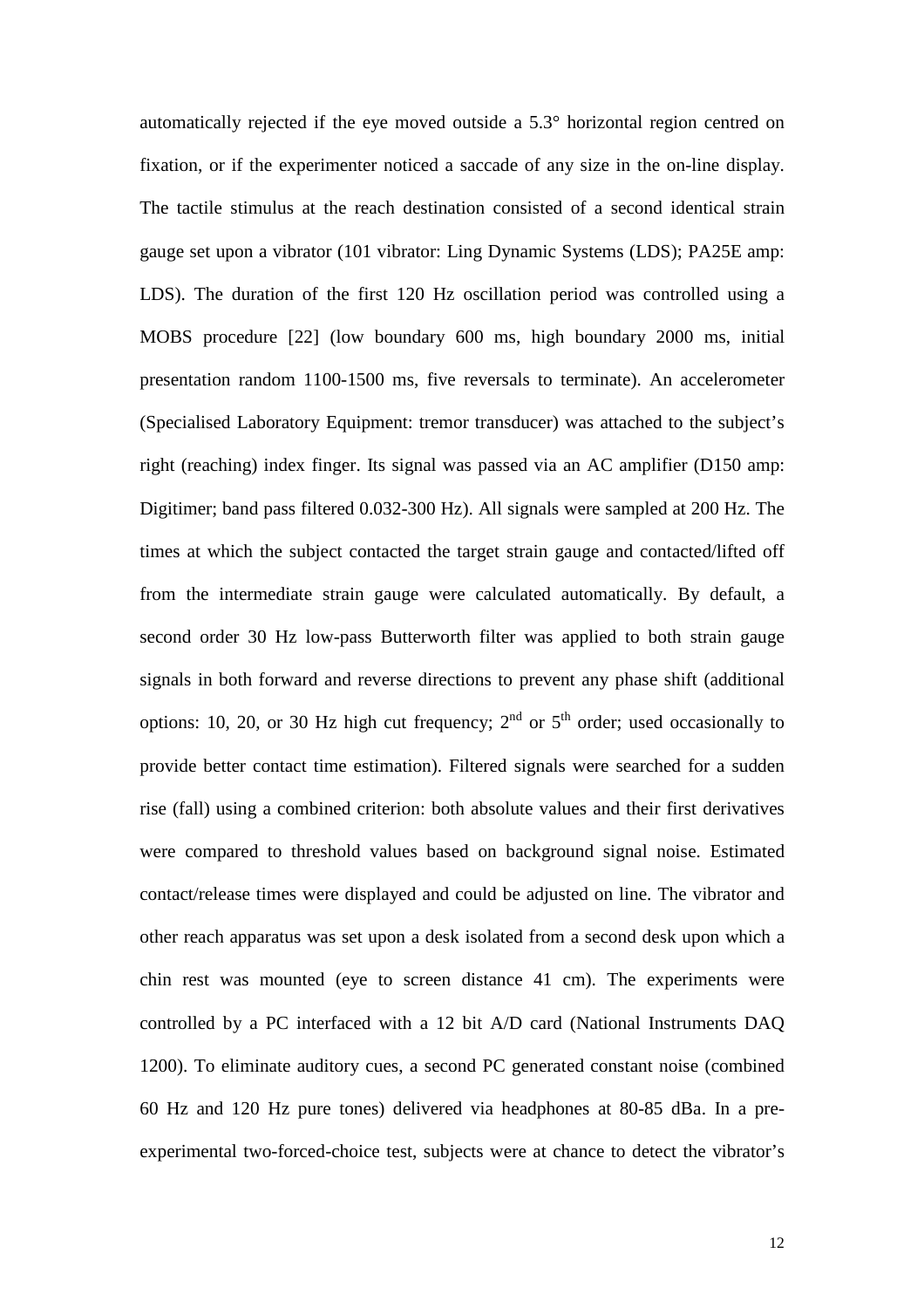automatically rejected if the eye moved outside a 5.3° horizontal region centred on fixation, or if the experimenter noticed a saccade of any size in the on-line display. The tactile stimulus at the reach destination consisted of a second identical strain gauge set upon a vibrator (101 vibrator: Ling Dynamic Systems (LDS); PA25E amp: LDS). The duration of the first 120 Hz oscillation period was controlled using a MOBS procedure [22] (low boundary 600 ms, high boundary 2000 ms, initial presentation random 1100-1500 ms, five reversals to terminate). An accelerometer (Specialised Laboratory Equipment: tremor transducer) was attached to the subject's right (reaching) index finger. Its signal was passed via an AC amplifier (D150 amp: Digitimer; band pass filtered 0.032-300 Hz). All signals were sampled at 200 Hz. The times at which the subject contacted the target strain gauge and contacted/lifted off from the intermediate strain gauge were calculated automatically. By default, a second order 30 Hz low-pass Butterworth filter was applied to both strain gauge signals in both forward and reverse directions to prevent any phase shift (additional options: 10, 20, or 30 Hz high cut frequency; $2^{nd}$ or $5^{th}$ order; used occasionally to provide better contact time estimation). Filtered signals were searched for a sudden rise (fall) using a combined criterion: both absolute values and their first derivatives were compared to threshold values based on background signal noise. Estimated contact/release times were displayed and could be adjusted on line. The vibrator and other reach apparatus was set upon a desk isolated from a second desk upon which a chin rest was mounted (eye to screen distance 41 cm). The experiments were controlled by a PC interfaced with a 12 bit A/D card (National Instruments DAQ 1200). To eliminate auditory cues, a second PC generated constant noise (combined 60 Hz and 120 Hz pure tones) delivered via headphones at 80-85 dBa. In a pre-experimental two-forced-choice test, subjects were at chance to detect the vibrator's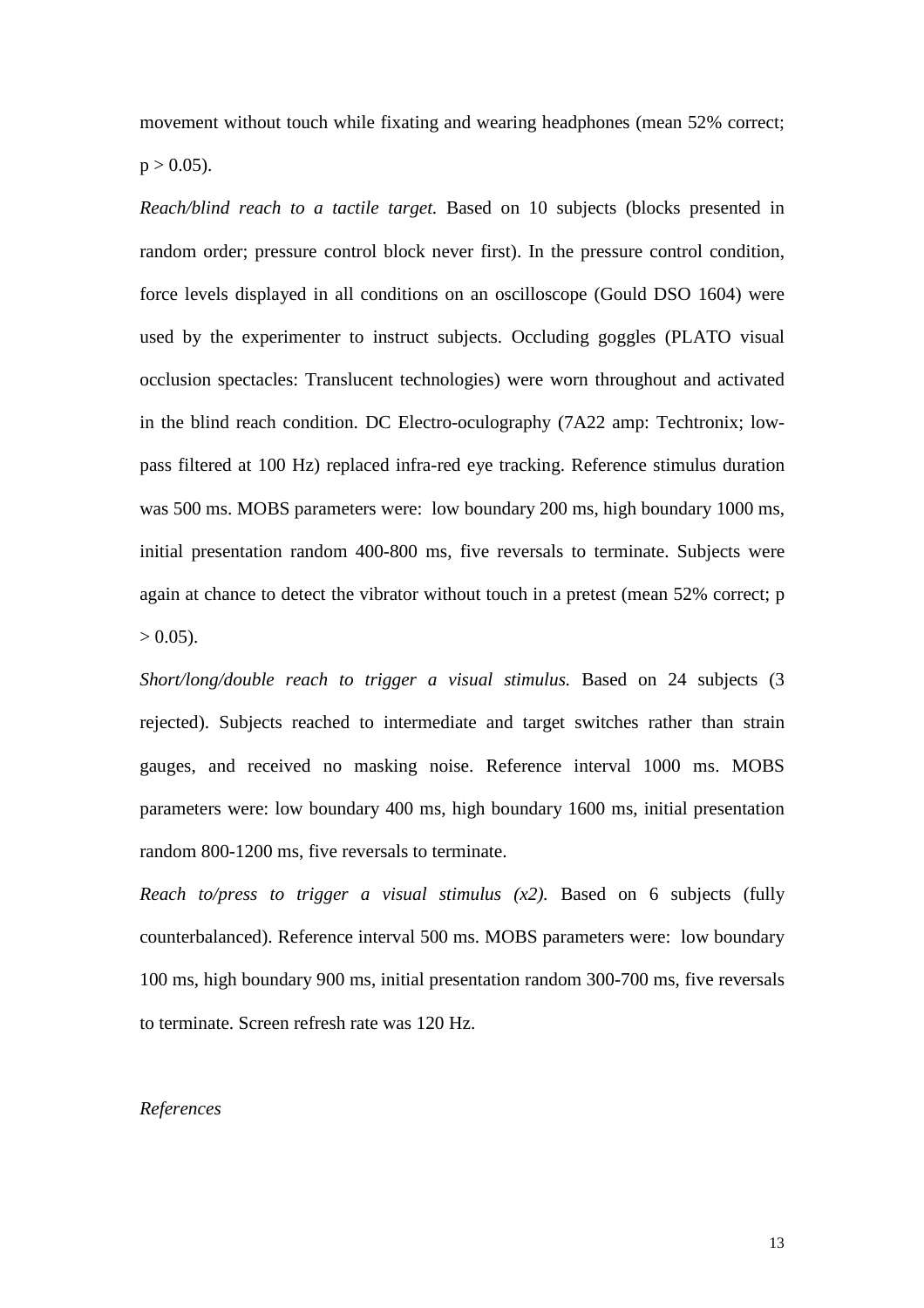movement without touch while fixating and wearing headphones (mean 52% correct; $p > 0.05$).

*Reach/blind reach to a tactile target.* Based on 10 subjects (blocks presented in random order; pressure control block never first). In the pressure control condition, force levels displayed in all conditions on an oscilloscope (Gould DSO 1604) were used by the experimenter to instruct subjects. Occluding goggles (PLATO visual occlusion spectacles: Translucent technologies) were worn throughout and activated in the blind reach condition. DC Electro-oculography (7A22 amp: Techtronix; low-pass filtered at 100 Hz) replaced infra-red eye tracking. Reference stimulus duration was 500 ms. MOBS parameters were: low boundary 200 ms, high boundary 1000 ms, initial presentation random 400-800 ms, five reversals to terminate. Subjects were again at chance to detect the vibrator without touch in a pretest (mean 52% correct; $p > 0.05$).

*Short/long/double reach to trigger a visual stimulus.* Based on 24 subjects (3 rejected). Subjects reached to intermediate and target switches rather than strain gauges, and received no masking noise. Reference interval 1000 ms. MOBS parameters were: low boundary 400 ms, high boundary 1600 ms, initial presentation random 800-1200 ms, five reversals to terminate.

*Reach to/press to trigger a visual stimulus (x2).* Based on 6 subjects (fully counterbalanced). Reference interval 500 ms. MOBS parameters were: low boundary 100 ms, high boundary 900 ms, initial presentation random 300-700 ms, five reversals to terminate. Screen refresh rate was 120 Hz.

*References*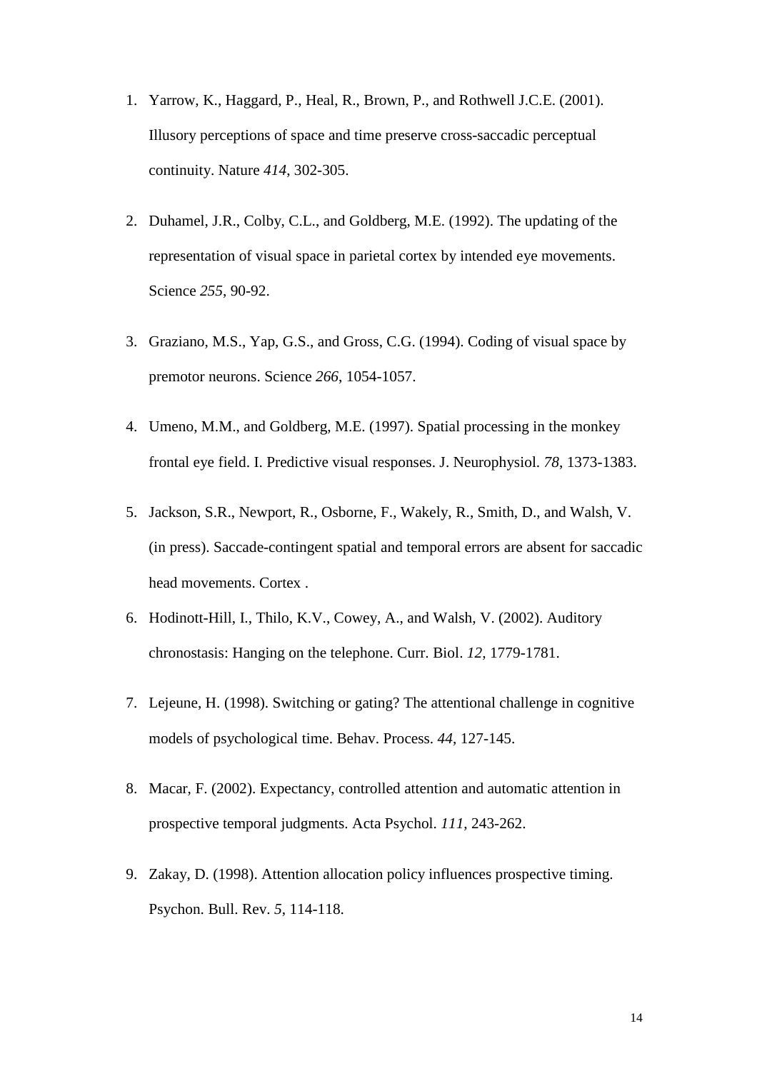1. Yarrow, K., Haggard, P., Heal, R., Brown, P., and Rothwell J.C.E. (2001). Illusory perceptions of space and time preserve cross-saccadic perceptual continuity. Nature *414*, 302-305.

2. Duhamel, J.R., Colby, C.L., and Goldberg, M.E. (1992). The updating of the representation of visual space in parietal cortex by intended eye movements. Science *255*, 90-92.

3. Graziano, M.S., Yap, G.S., and Gross, C.G. (1994). Coding of visual space by premotor neurons. Science *266*, 1054-1057.

4. Umeno, M.M., and Goldberg, M.E. (1997). Spatial processing in the monkey frontal eye field. I. Predictive visual responses. J. Neurophysiol. *78*, 1373-1383.

5. Jackson, S.R., Newport, R., Osborne, F., Wakely, R., Smith, D., and Walsh, V. (in press). Saccade-contingent spatial and temporal errors are absent for saccadic head movements. Cortex .

6. Hodinott-Hill, I., Thilo, K.V., Cowey, A., and Walsh, V. (2002). Auditory chronostasis: Hanging on the telephone. Curr. Biol. *12*, 1779-1781.

7. Lejeune, H. (1998). Switching or gating? The attentional challenge in cognitive models of psychological time. Behav. Process. *44*, 127-145.

8. Macar, F. (2002). Expectancy, controlled attention and automatic attention in prospective temporal judgments. Acta Psychol. *111*, 243-262.

9. Zakay, D. (1998). Attention allocation policy influences prospective timing. Psychon. Bull. Rev. *5*, 114-118.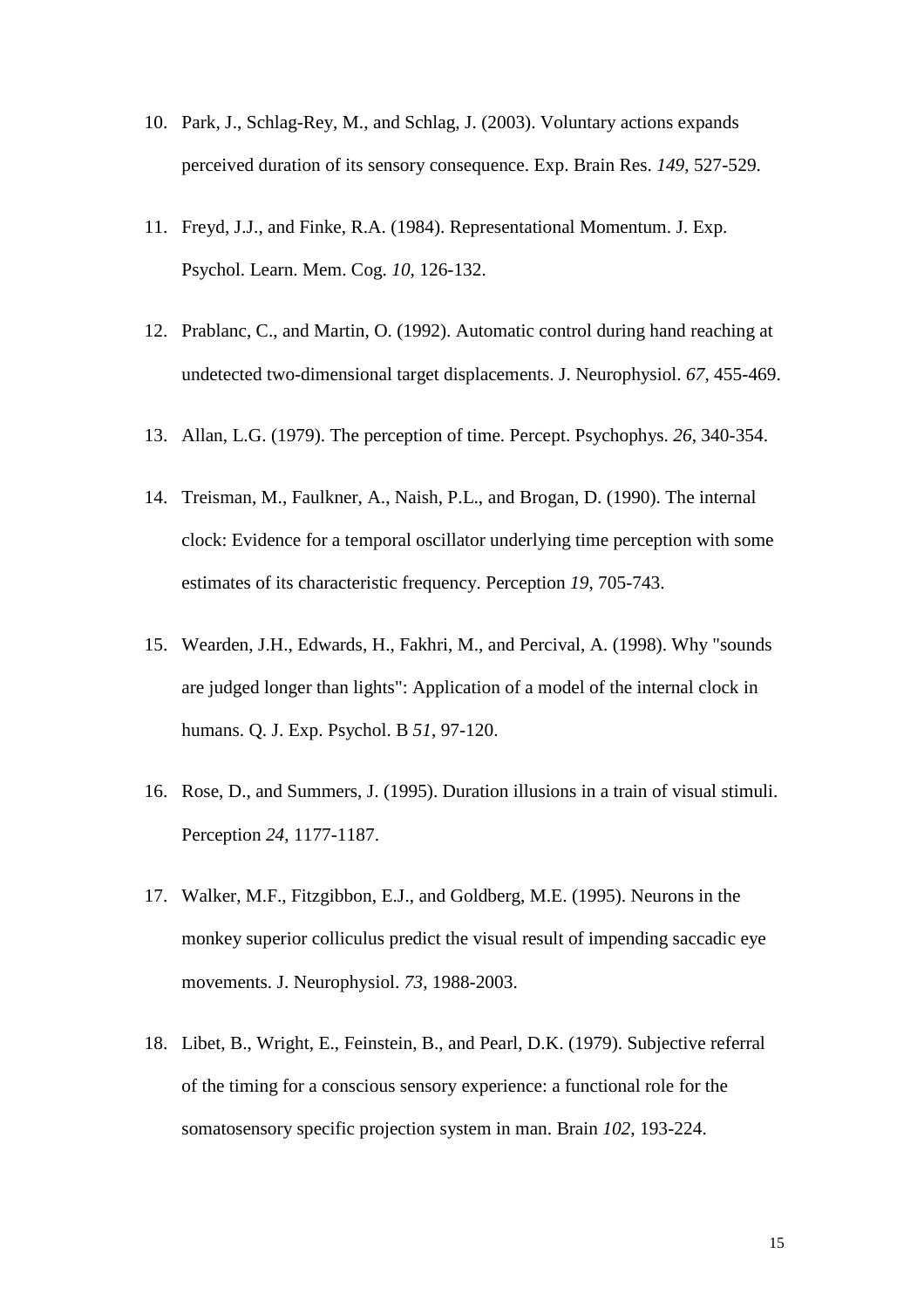10. Park, J., Schlag-Rey, M., and Schlag, J. (2003). Voluntary actions expands perceived duration of its sensory consequence. Exp. Brain Res. *149*, 527-529.

11. Freyd, J.J., and Finke, R.A. (1984). Representational Momentum. J. Exp. Psychol. Learn. Mem. Cog. *10*, 126-132.

12. Prablanc, C., and Martin, O. (1992). Automatic control during hand reaching at undetected two-dimensional target displacements. J. Neurophysiol. *67*, 455-469.

13. Allan, L.G. (1979). The perception of time. Percept. Psychophys. *26*, 340-354.

14. Treisman, M., Faulkner, A., Naish, P.L., and Brogan, D. (1990). The internal clock: Evidence for a temporal oscillator underlying time perception with some estimates of its characteristic frequency. Perception *19*, 705-743.

15. Wearden, J.H., Edwards, H., Fakhri, M., and Percival, A. (1998). Why "sounds are judged longer than lights": Application of a model of the internal clock in humans. Q. J. Exp. Psychol. B *51*, 97-120.

16. Rose, D., and Summers, J. (1995). Duration illusions in a train of visual stimuli. Perception *24*, 1177-1187.

17. Walker, M.F., Fitzgibbon, E.J., and Goldberg, M.E. (1995). Neurons in the monkey superior colliculus predict the visual result of impending saccadic eye movements. J. Neurophysiol. *73*, 1988-2003.

18. Libet, B., Wright, E., Feinstein, B., and Pearl, D.K. (1979). Subjective referral of the timing for a conscious sensory experience: a functional role for the somatosensory specific projection system in man. Brain *102*, 193-224.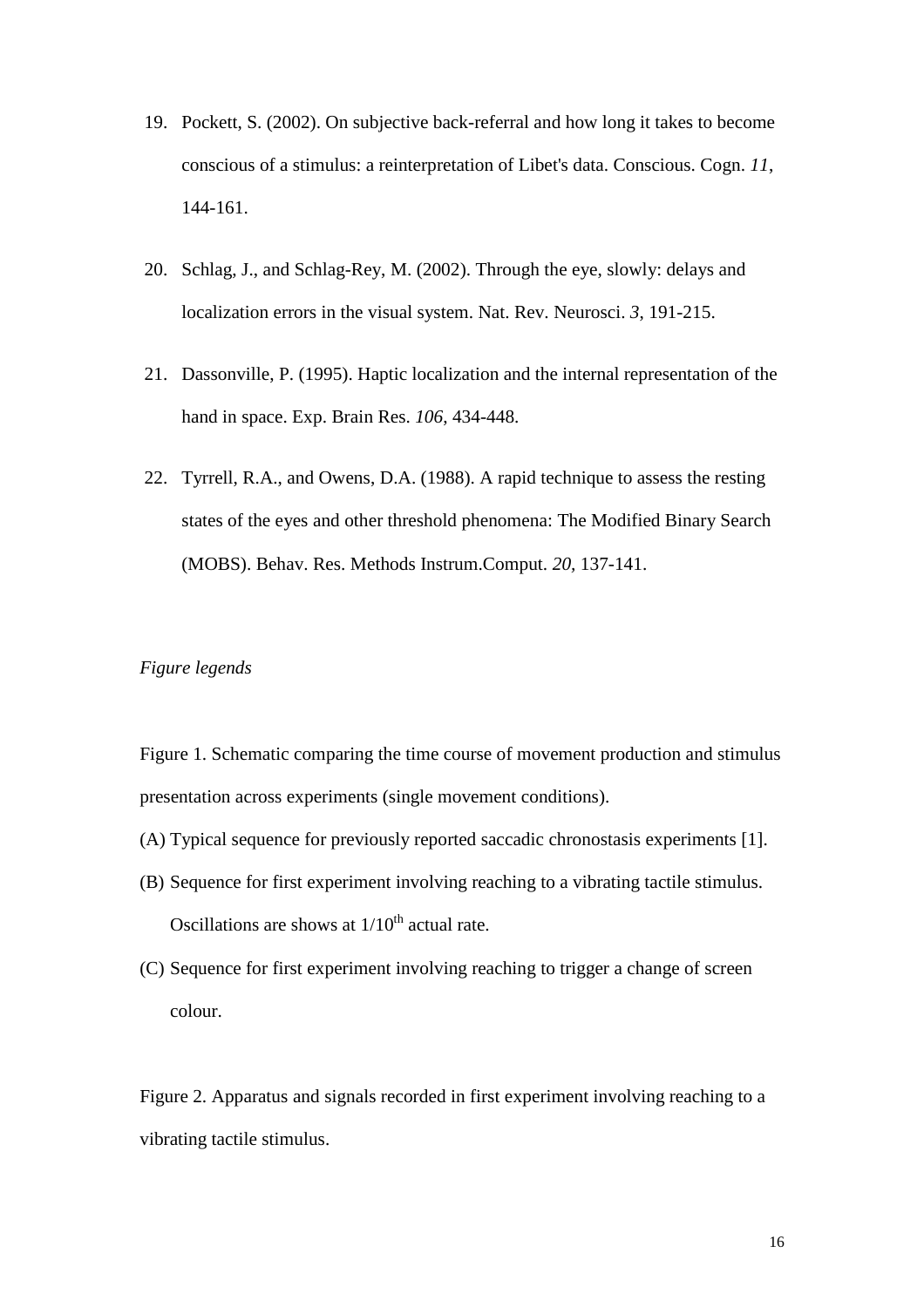19. Pockett, S. (2002). On subjective back-referral and how long it takes to become conscious of a stimulus: a reinterpretation of Libet's data. Conscious. Cogn. *11*, 144-161.

20. Schlag, J., and Schlag-Rey, M. (2002). Through the eye, slowly: delays and localization errors in the visual system. Nat. Rev. Neurosci. *3*, 191-215.

21. Dassonville, P. (1995). Haptic localization and the internal representation of the hand in space. Exp. Brain Res. *106*, 434-448.

22. Tyrrell, R.A., and Owens, D.A. (1988). A rapid technique to assess the resting states of the eyes and other threshold phenomena: The Modified Binary Search (MOBS). Behav. Res. Methods Instrum.Comput. *20*, 137-141.

*Figure legends*

Figure 1. Schematic comparing the time course of movement production and stimulus presentation across experiments (single movement conditions).

(A) Typical sequence for previously reported saccadic chronostasis experiments [1].

(B) Sequence for first experiment involving reaching to a vibrating tactile stimulus. Oscillations are shows at 1/10th actual rate.

(C) Sequence for first experiment involving reaching to trigger a change of screen colour.

Figure 2. Apparatus and signals recorded in first experiment involving reaching to a vibrating tactile stimulus.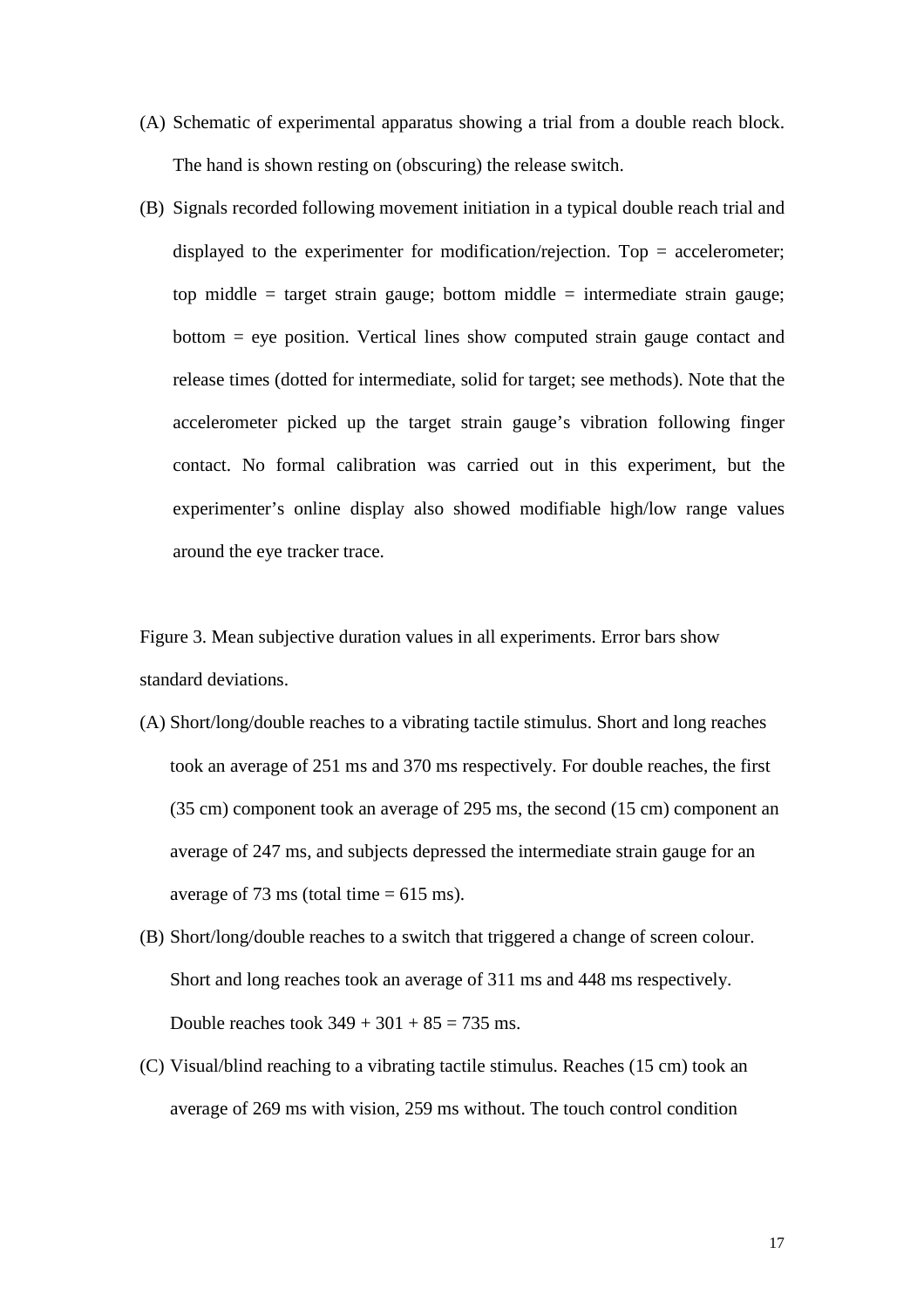(A) Schematic of experimental apparatus showing a trial from a double reach block. The hand is shown resting on (obscuring) the release switch.

(B) Signals recorded following movement initiation in a typical double reach trial and displayed to the experimenter for modification/rejection. Top = accelerometer; top middle = target strain gauge; bottom middle = intermediate strain gauge; bottom = eye position. Vertical lines show computed strain gauge contact and release times (dotted for intermediate, solid for target; see methods). Note that the accelerometer picked up the target strain gauge's vibration following finger contact. No formal calibration was carried out in this experiment, but the experimenter's online display also showed modifiable high/low range values around the eye tracker trace.

Figure 3. Mean subjective duration values in all experiments. Error bars show standard deviations.

(A) Short/long/double reaches to a vibrating tactile stimulus. Short and long reaches took an average of 251 ms and 370 ms respectively. For double reaches, the first (35 cm) component took an average of 295 ms, the second (15 cm) component an average of 247 ms, and subjects depressed the intermediate strain gauge for an average of 73 ms (total time = 615 ms).

(B) Short/long/double reaches to a switch that triggered a change of screen colour. Short and long reaches took an average of 311 ms and 448 ms respectively. Double reaches took 349 + 301 + 85 = 735 ms.

(C) Visual/blind reaching to a vibrating tactile stimulus. Reaches (15 cm) took an average of 269 ms with vision, 259 ms without. The touch control condition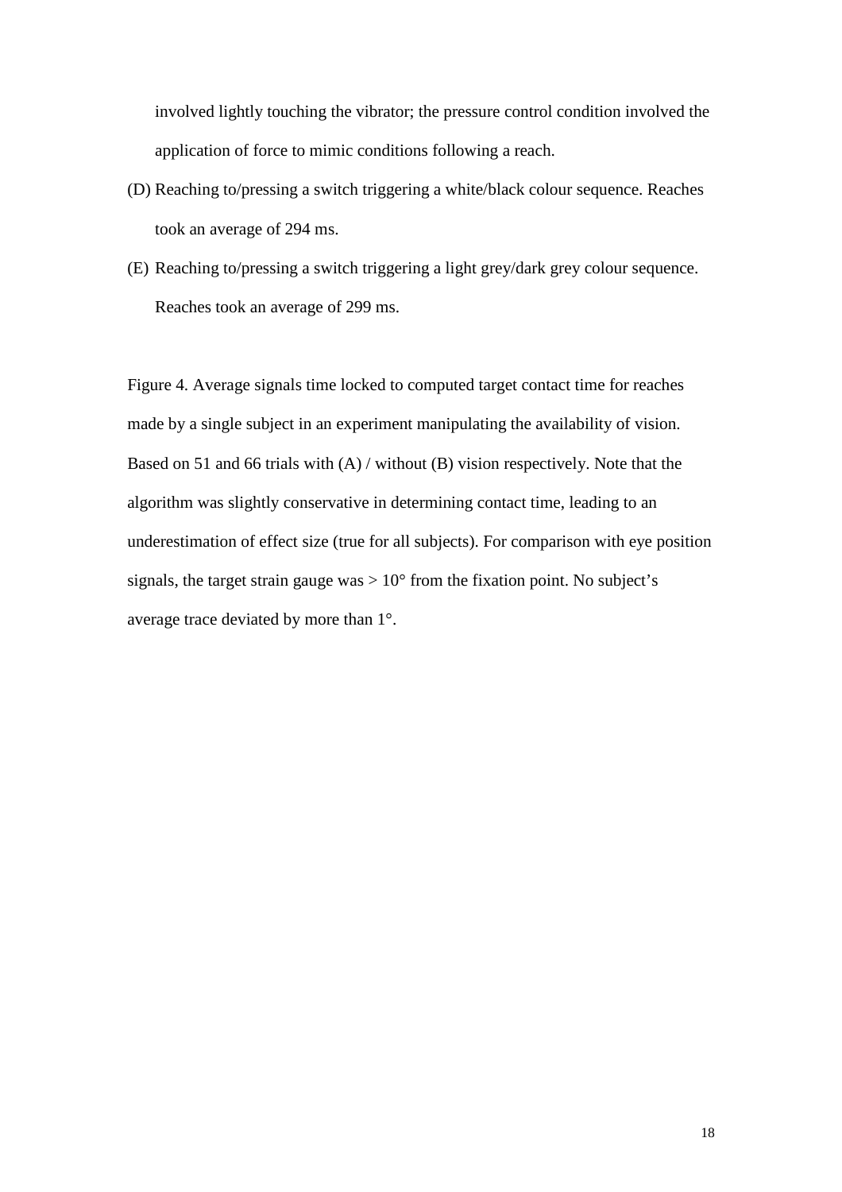involved lightly touching the vibrator; the pressure control condition involved the application of force to mimic conditions following a reach.

(D) Reaching to/pressing a switch triggering a white/black colour sequence. Reaches took an average of 294 ms.

(E) Reaching to/pressing a switch triggering a light grey/dark grey colour sequence. Reaches took an average of 299 ms.

Figure 4. Average signals time locked to computed target contact time for reaches made by a single subject in an experiment manipulating the availability of vision. Based on 51 and 66 trials with (A) / without (B) vision respectively. Note that the algorithm was slightly conservative in determining contact time, leading to an underestimation of effect size (true for all subjects). For comparison with eye position signals, the target strain gauge was $> 10°$ from the fixation point. No subject's average trace deviated by more than $1°$.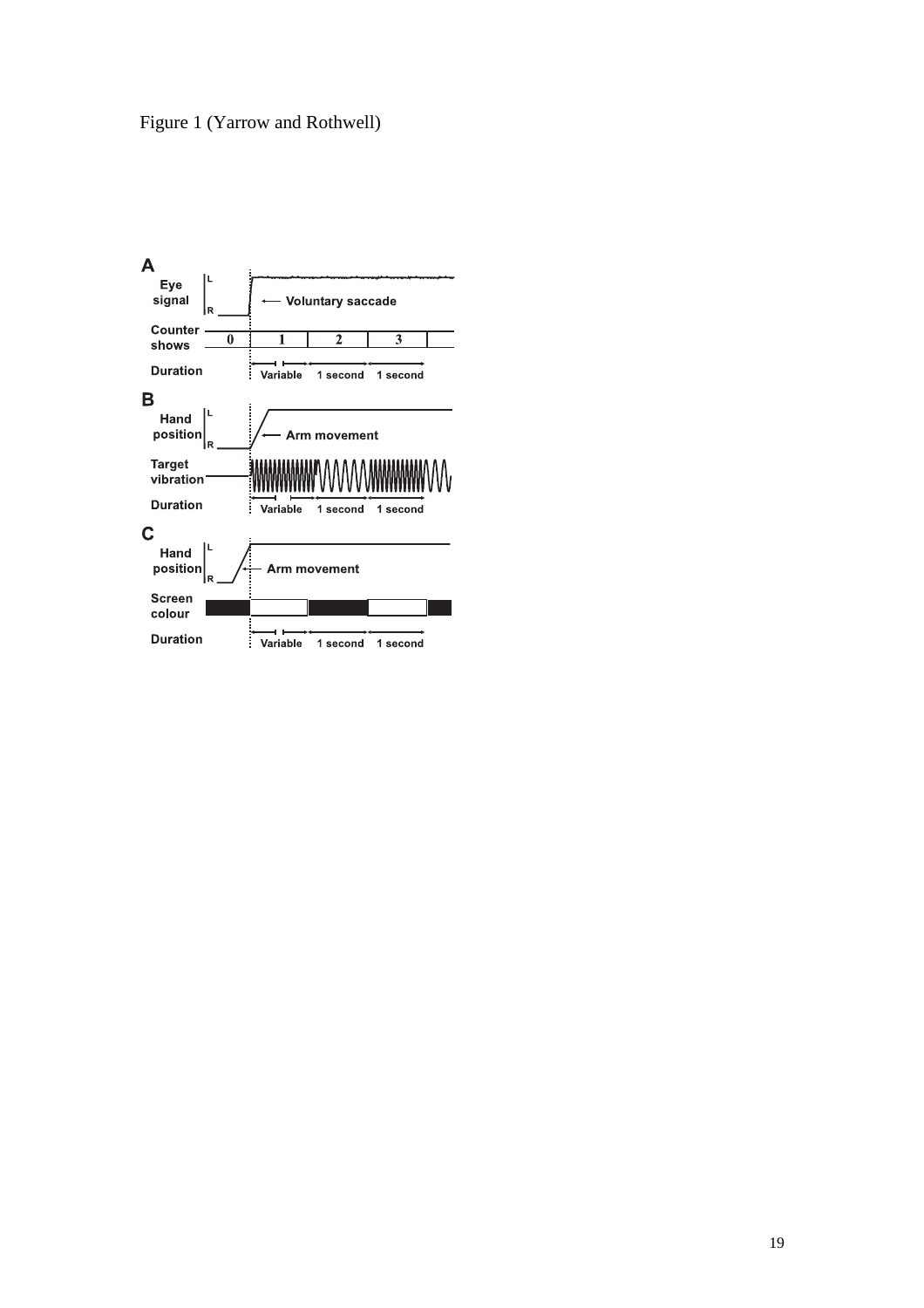Figure 1 (Yarrow and Rothwell)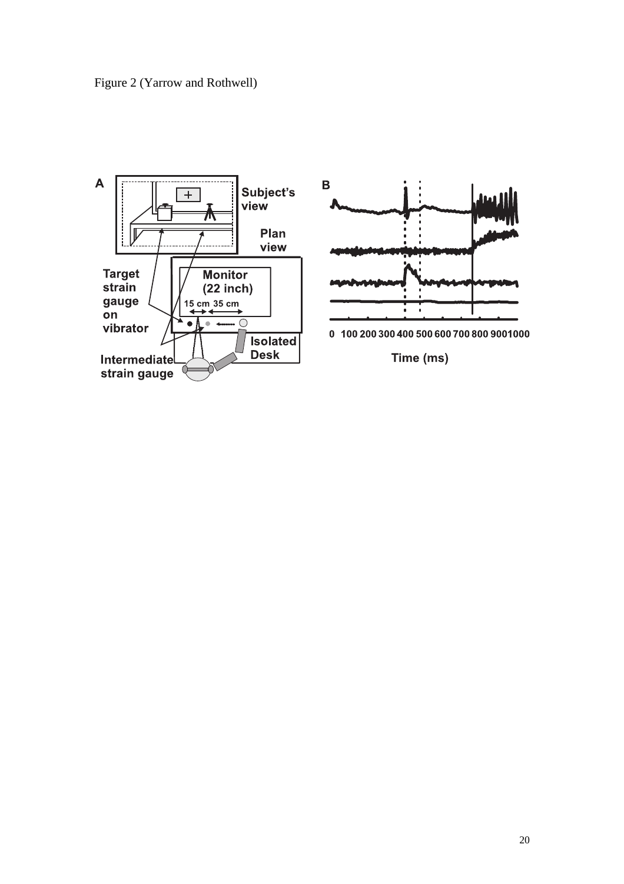Figure 2 (Yarrow and Rothwell)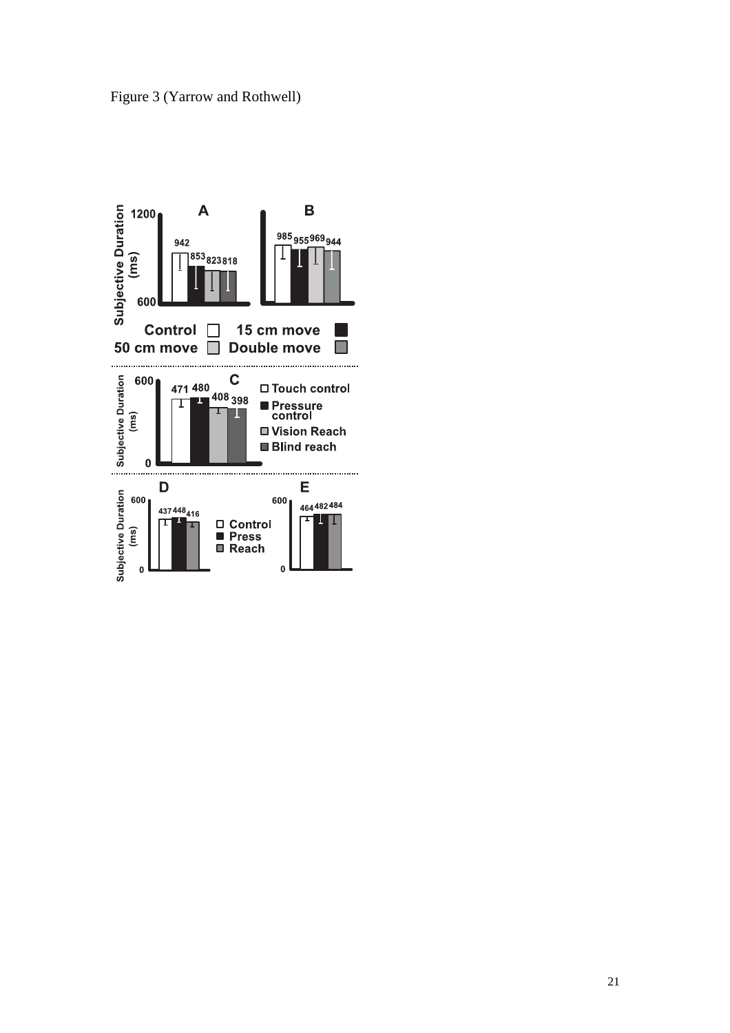Figure 3 (Yarrow and Rothwell)

**A**

Subjective Duration (ms)

1200

600

942 853 823 818

**B**

985 955 969 944

Control □ 15 cm move ■
50 cm move □ Double move □

**C**

Subjective Duration (ms)

600

0

471 480 408 398

□ Touch control
■ Pressure control
□ Vision Reach
□ Blind reach

**D**

Subjective Duration (ms)

600

0

437 448 416

□ Control
■ Press
□ Reach

**E**

600

0

464 482 484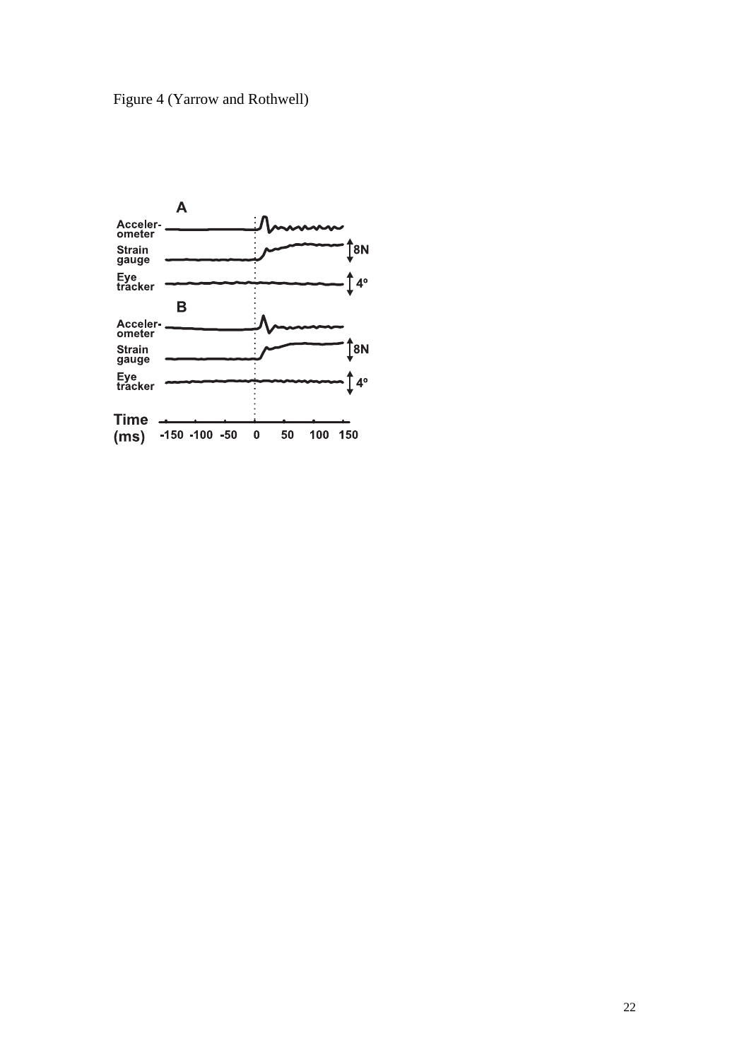Figure 4 (Yarrow and Rothwell)

A

Acceler-
ometer

Strain
gauge

8N

Eye
tracker

4º

B

Acceler-
ometer

Strain
gauge

8N

Eye
tracker

4º

Time
(ms)

-150 -100 -50 0 50 100 150